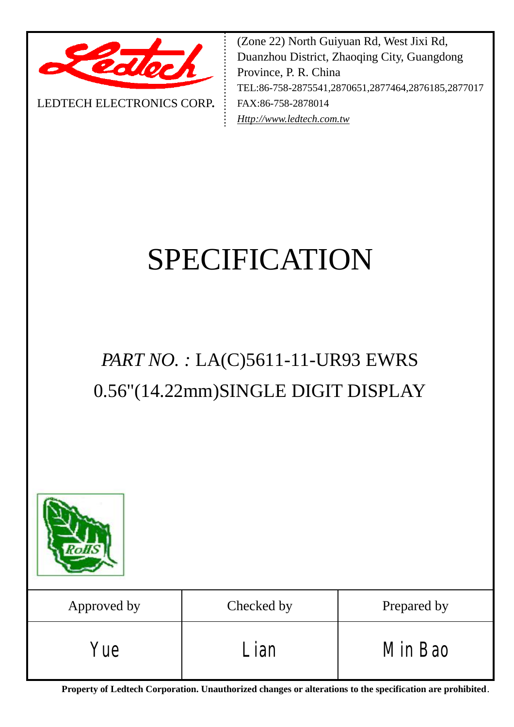LEDTECH ELECTRONICS CORP.

(Zone 22) North Guiyuan Rd, West Jixi Rd, Duanzhou District, Zhaoqing City, Guangdong Province, P. R. China
TEL:86-758-2875541,2870651,2877464,2876185,2877017
FAX:86-758-2878014
*Http://www.ledtech.com.tw*

# SPECIFICATION

## *PART NO. :* LA(C)5611-11-UR93 EWRS
## 0.56"(14.22mm)SINGLE DIGIT DISPLAY

| Approved by | Checked by | Prepared by |
|---|---|---|
| Yue | Lian | Min Bao |

**Property of Ledtech Corporation. Unauthorized changes or alterations to the specification are prohibited**.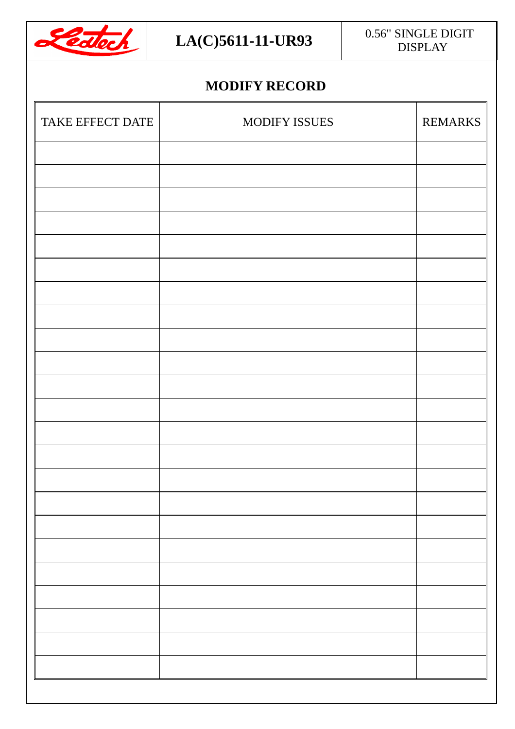## MODIFY RECORD

| TAKE EFFECT DATE | MODIFY ISSUES | REMARKS |
|---|---|---|
| | | |
| | | |
| | | |
| | | |
| | | |
| | | |
| | | |
| | | |
| | | |
| | | |
| | | |
| | | |
| | | |
| | | |
| | | |
| | | |
| | | |
| | | |
| | | |
| | | |
| | | |
| | | |
| | | |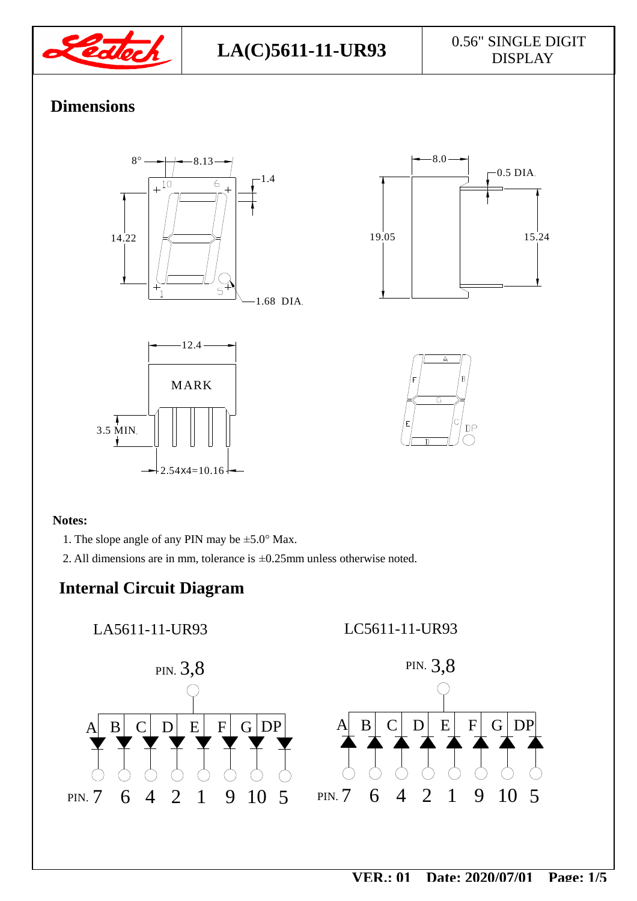# LA(C)5611-11-UR93

0.56" SINGLE DIGIT DISPLAY

## Dimensions

## Notes:

1. The slope angle of any PIN may be ±5.0° Max.
2. All dimensions are in mm, tolerance is ±0.25mm unless otherwise noted.

## Internal Circuit Diagram

LA5611-11-UR93

LC5611-11-UR93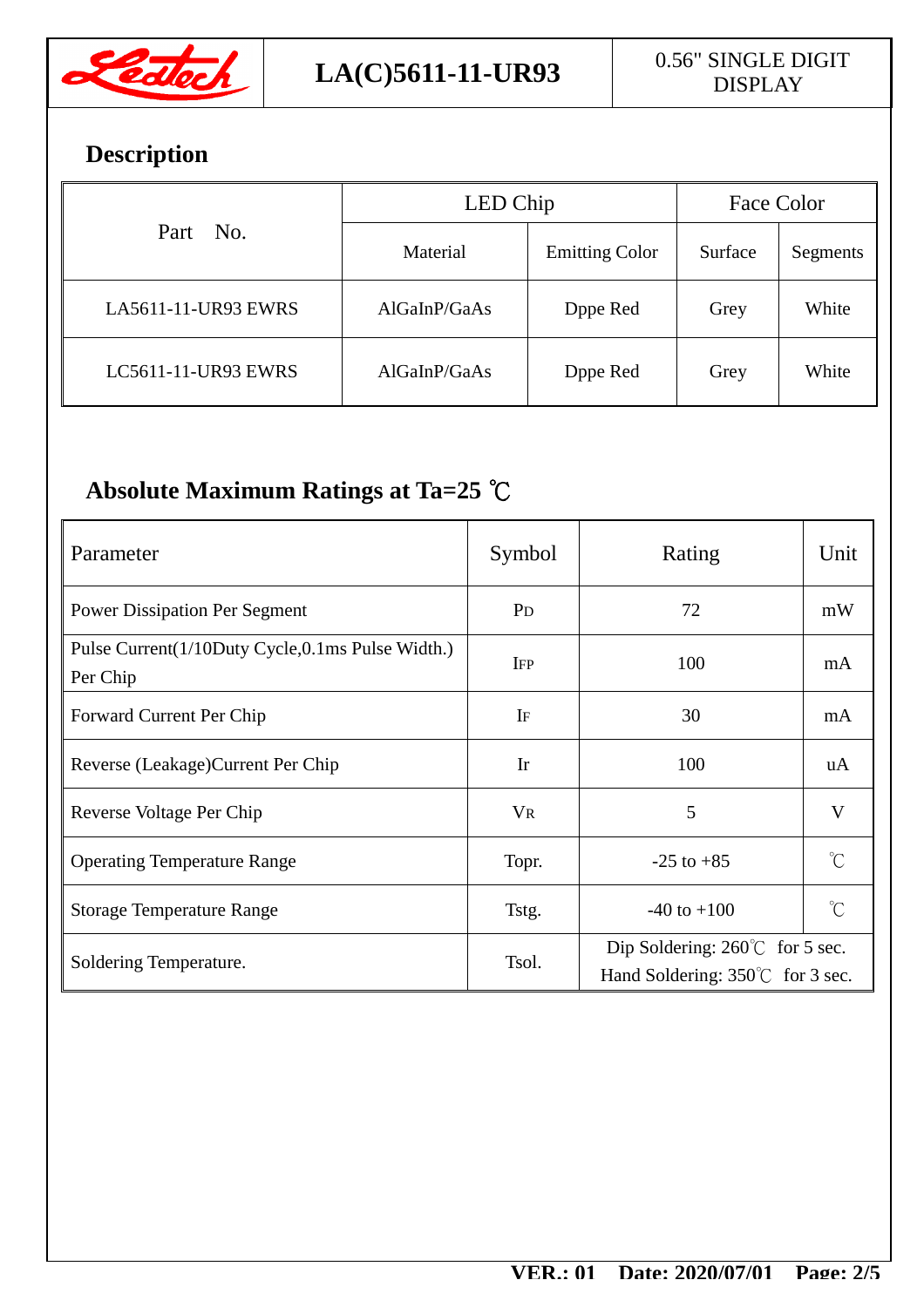## Description

| Part No. | LED Chip | | Face Color | |
|---|---|---|---|---|
| | Material | Emitting Color | Surface | Segments |
| LA5611-11-UR93 EWRS | AlGaInP/GaAs | Dppe Red | Grey | White |
| LC5611-11-UR93 EWRS | AlGaInP/GaAs | Dppe Red | Grey | White |

## Absolute Maximum Ratings at Ta=25 ℃

| Parameter | Symbol | Rating | Unit |
|---|---|---|---|
| Power Dissipation Per Segment | $P_D$ | 72 | mW |
| Pulse Current(1/10Duty Cycle,0.1ms Pulse Width.) Per Chip | $I_{FP}$ | 100 | mA |
| Forward Current Per Chip | $I_F$ | 30 | mA |
| Reverse (Leakage)Current Per Chip | Ir | 100 | uA |
| Reverse Voltage Per Chip | $V_R$ | 5 | V |
| Operating Temperature Range | Topr. | -25 to +85 | ℃ |
| Storage Temperature Range | Tstg. | -40 to +100 | ℃ |
| Soldering Temperature. | Tsol. | Dip Soldering: 260℃ for 5 sec. Hand Soldering: 350℃ for 3 sec. | |

VER.: 01 Date: 2020/07/01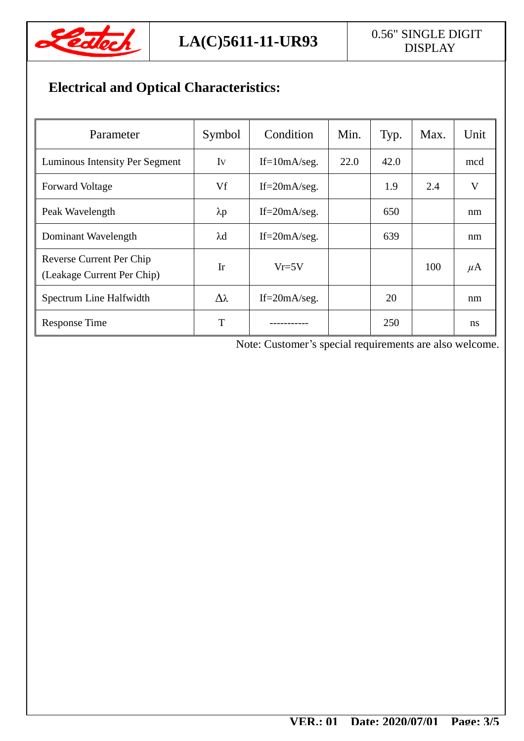## Electrical and Optical Characteristics:

| Parameter | Symbol | Condition | Min. | Typ. | Max. | Unit |
|---|---|---|---|---|---|---|
| Luminous Intensity Per Segment | Iv | If=10mA/seg. | 22.0 | 42.0 | | mcd |
| Forward Voltage | Vf | If=20mA/seg. | | 1.9 | 2.4 | V |
| Peak Wavelength | λp | If=20mA/seg. | | 650 | | nm |
| Dominant Wavelength | λd | If=20mA/seg. | | 639 | | nm |
| Reverse Current Per Chip (Leakage Current Per Chip) | Ir | Vr=5V | | | 100 | μA |
| Spectrum Line Halfwidth | Δλ | If=20mA/seg. | | 20 | | nm |
| Response Time | T | ----------- | | 250 | | ns |

Note: Customer's special requirements are also welcome.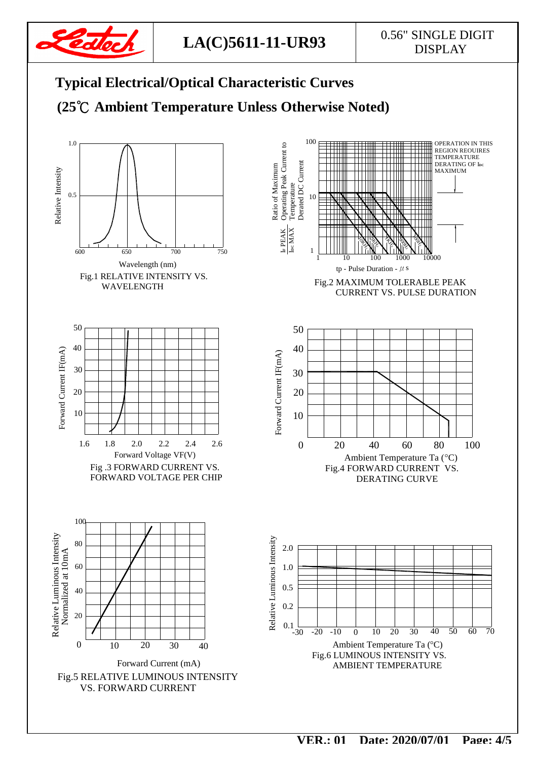## Typical Electrical/Optical Characteristic Curves

## (25℃ Ambient Temperature Unless Otherwise Noted)

Relative Intensity

1.0

0.5

600 650 700 750

Wavelength (nm)

Fig.1 RELATIVE INTENSITY VS. WAVELENGTH

Ratio of Maximum Operating Peak Current to Temperature Derated DC Current

$\frac{I_F \text{ PEAK}}{I_{DC} \text{ MAX}}$

100

10

1

1 10 100 1000 10000

tp - Pulse Duration - μs

OPERATION IN THIS REGION REOUIRES TEMPERATURE DERATING OF $I_{DC}$ MAXIMUM

Fig.2 MAXIMUM TOLERABLE PEAK CURRENT VS. PULSE DURATION

Forward Current IF(mA)

50 40 30 20 10

1.6 1.8 2.0 2.2 2.4 2.6

Forward Voltage VF(V)

Fig .3 FORWARD CURRENT VS. FORWARD VOLTAGE PER CHIP

Forward Current IF(mA)

50 40 30 20 10 0

0 20 40 60 80 100

Ambient Temperature Ta (°C)

Fig.4 FORWARD CURRENT VS. DERATING CURVE

Relative Luminous Intensity Normalized at 10mA

100 80 60 40 20 0

10 20 30 40

Forward Current (mA)

Fig.5 RELATIVE LUMINOUS INTENSITY VS. FORWARD CURRENT

Relative Luminous Intensity

2.0 1.0 0.5 0.2 0.1

-30 -20 -10 0 10 20 30 40 50 60 70

Ambient Temperature Ta (°C)

Fig.6 LUMINOUS INTENSITY VS. AMBIENT TEMPERATURE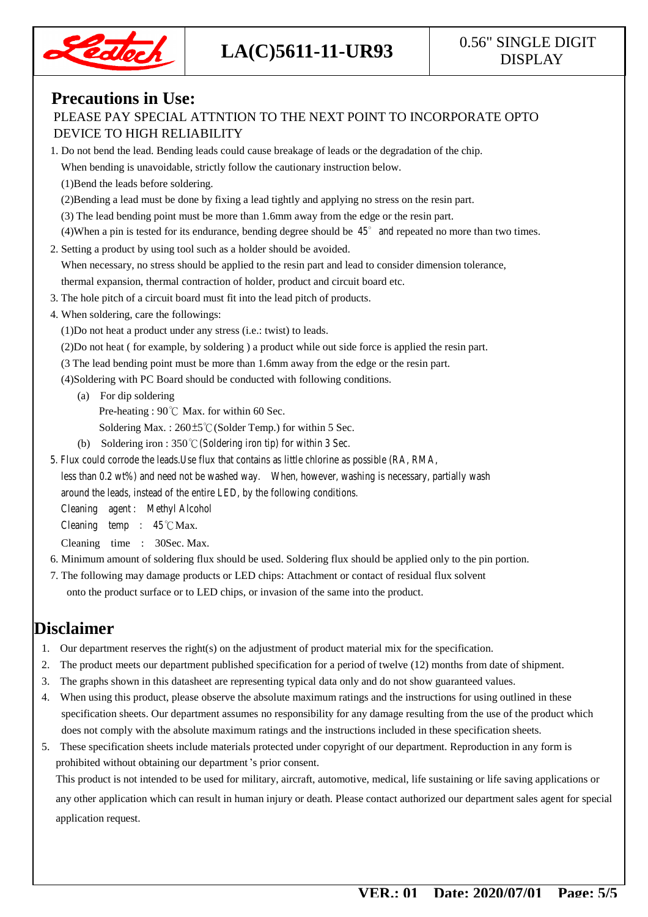## Precautions in Use:

PLEASE PAY SPECIAL ATTNTION TO THE NEXT POINT TO INCORPORATE OPTO DEVICE TO HIGH RELIABILITY

1. Do not bend the lead. Bending leads could cause breakage of leads or the degradation of the chip.
   When bending is unavoidable, strictly follow the cautionary instruction below.
   (1)Bend the leads before soldering.
   (2)Bending a lead must be done by fixing a lead tightly and applying no stress on the resin part.
   (3) The lead bending point must be more than 1.6mm away from the edge or the resin part.
   (4)When a pin is tested for its endurance, bending degree should be 45° and repeated no more than two times.
2. Setting a product by using tool such as a holder should be avoided.
   When necessary, no stress should be applied to the resin part and lead to consider dimension tolerance, thermal expansion, thermal contraction of holder, product and circuit board etc.
3. The hole pitch of a circuit board must fit into the lead pitch of products.
4. When soldering, care the followings:
   (1)Do not heat a product under any stress (i.e.: twist) to leads.
   (2)Do not heat ( for example, by soldering ) a product while out side force is applied the resin part.
   (3 The lead bending point must be more than 1.6mm away from the edge or the resin part.
   (4)Soldering with PC Board should be conducted with following conditions.
   (a) For dip soldering
   Pre-heating : 90℃ Max. for within 60 Sec.
   Soldering Max. : 260±5℃(Solder Temp.) for within 5 Sec.
   (b) Soldering iron : 350℃(Soldering iron tip) for within 3 Sec.
5. Flux could corrode the leads.Use flux that contains as little chlorine as possible (RA, RMA, less than 0.2 wt%) and need not be washed way. When, however, washing is necessary, partially wash around the leads, instead of the entire LED, by the following conditions.
   Cleaning agent : Methyl Alcohol
   Cleaning temp : 45℃Max.
   Cleaning time : 30Sec. Max.
6. Minimum amount of soldering flux should be used. Soldering flux should be applied only to the pin portion.
7. The following may damage products or LED chips: Attachment or contact of residual flux solvent onto the product surface or to LED chips, or invasion of the same into the product.

## Disclaimer

1. Our department reserves the right(s) on the adjustment of product material mix for the specification.
2. The product meets our department published specification for a period of twelve (12) months from date of shipment.
3. The graphs shown in this datasheet are representing typical data only and do not show guaranteed values.
4. When using this product, please observe the absolute maximum ratings and the instructions for using outlined in these specification sheets. Our department assumes no responsibility for any damage resulting from the use of the product which does not comply with the absolute maximum ratings and the instructions included in these specification sheets.
5. These specification sheets include materials protected under copyright of our department. Reproduction in any form is prohibited without obtaining our department's prior consent.
   This product is not intended to be used for military, aircraft, automotive, medical, life sustaining or life saving applications or any other application which can result in human injury or death. Please contact authorized our department sales agent for special application request.